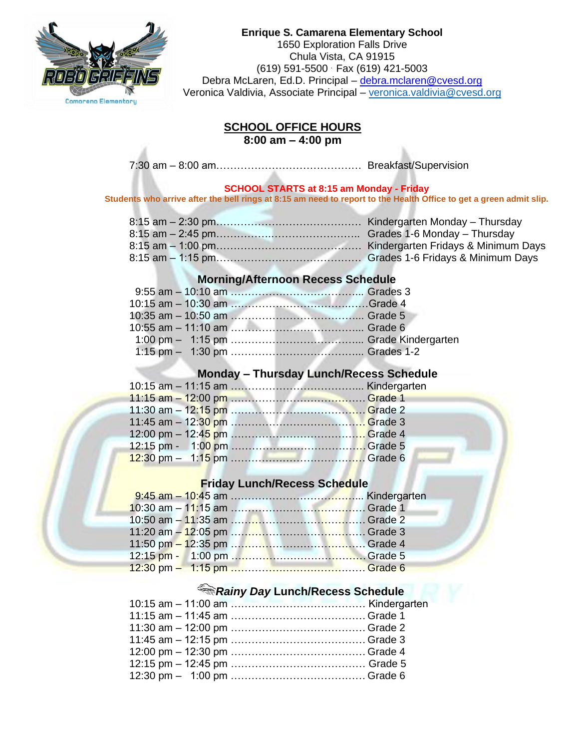**Enrique S. Camarena Elementary School**
1650 Exploration Falls Drive
Chula Vista, CA 91915
(619) 591-5500 · Fax (619) 421-5003
Debra McLaren, Ed.D. Principal – debra.mclaren@cvesd.org
Veronica Valdivia, Associate Principal – veronica.valdivia@cvesd.org

## SCHOOL OFFICE HOURS
**8:00 am – 4:00 pm**

7:30 am – 8:00 am……………………………………. Breakfast/Supervision

**SCHOOL STARTS at 8:15 am Monday - Friday**

**Students who arrive after the bell rings at 8:15 am need to report to the Health Office to get a green admit slip.**

8:15 am – 2:30 pm……………………………………. Kindergarten Monday – Thursday
8:15 am – 2:45 pm……………………………………. Grades 1-6 Monday – Thursday
8:15 am – 1:00 pm……………………………………. Kindergarten Fridays & Minimum Days
8:15 am – 1:15 pm……………………………………. Grades 1-6 Fridays & Minimum Days

### Morning/Afternoon Recess Schedule

9:55 am – 10:10 am ……………………………….. Grades 3
10:15 am – 10:30 am ………………………………..Grade 4
10:35 am – 10:50 am ……………………………….. Grade 5
10:55 am – 11:10 am ……………………………….. Grade 6
1:00 pm – 1:15 pm ……………………………….. Grade Kindergarten
1:15 pm – 1:30 pm ……………………………….. Grades 1-2

### Monday – Thursday Lunch/Recess Schedule

10:15 am – 11:15 am ……………………………….. Kindergarten
11:15 am – 12:00 pm ………………………………. Grade 1
11:30 am – 12:15 pm ………………………………. Grade 2
11:45 am – 12:30 pm ………………………………. Grade 3
12:00 pm – 12:45 pm ………………………………. Grade 4
12:15 pm - 1:00 pm ………………………………. Grade 5
12:30 pm – 1:15 pm ………………………………. Grade 6

### Friday Lunch/Recess Schedule

9:45 am – 10:45 am ……………………………….. Kindergarten
10:30 am – 11:15 am ………………………………. Grade 1
10:50 am – 11:35 am ………………………………. Grade 2
11:20 am – 12:05 pm ………………………………. Grade 3
11:50 pm – 12:35 pm ………………………………. Grade 4
12:15 pm - 1:00 pm ………………………………. Grade 5
12:30 pm – 1:15 pm ………………………………. Grade 6

### *Rainy Day* Lunch/Recess Schedule

10:15 am – 11:00 am ………………………………. Kindergarten
11:15 am – 11:45 am ………………………………. Grade 1
11:30 am – 12:00 pm ………………………………. Grade 2
11:45 am – 12:15 pm ………………………………. Grade 3
12:00 pm – 12:30 pm ………………………………. Grade 4
12:15 pm – 12:45 pm ………………………………. Grade 5
12:30 pm – 1:00 pm ………………………………. Grade 6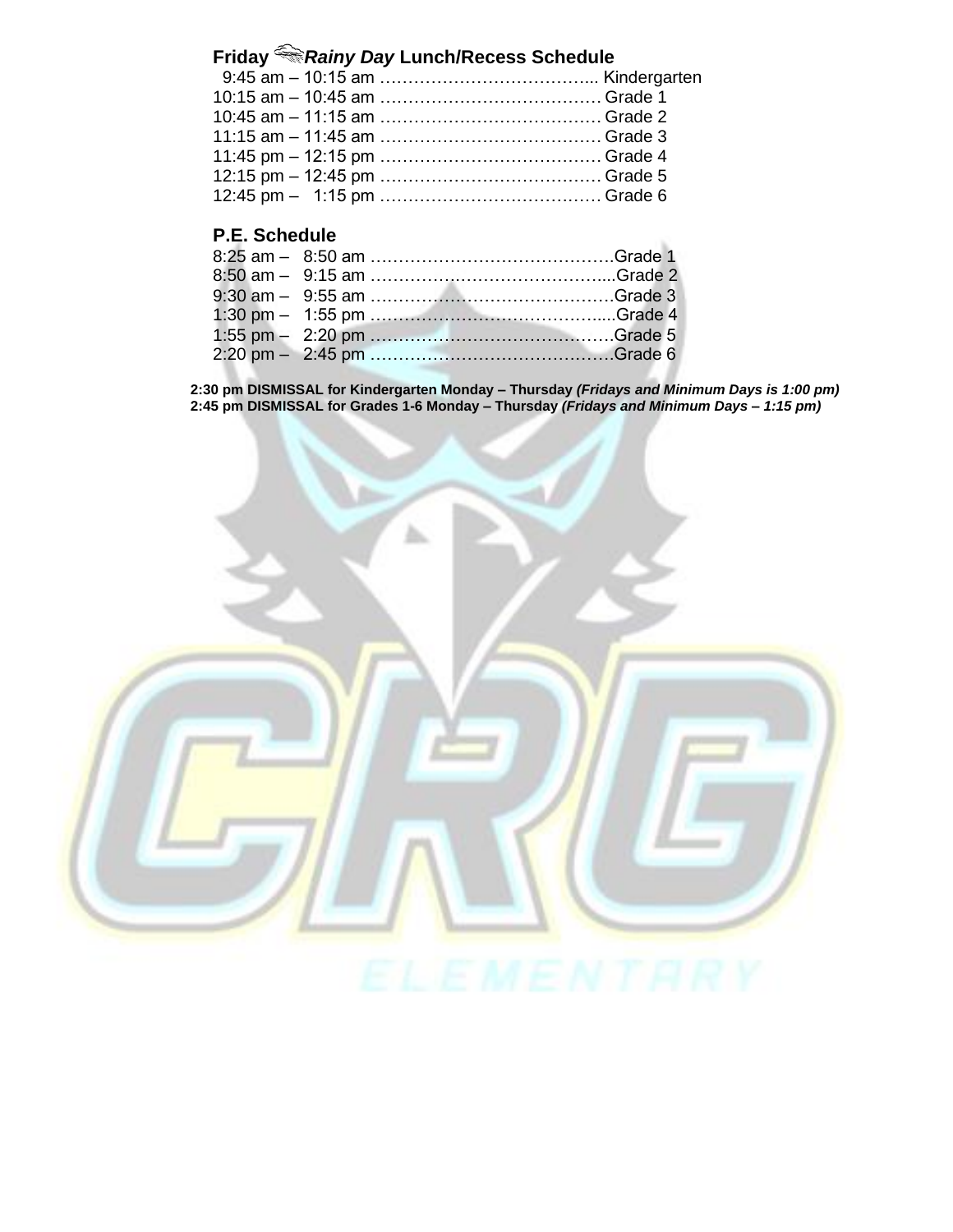### Friday *Rainy Day* Lunch/Recess Schedule

9:45 am – 10:15 am ………………………………... Kindergarten
10:15 am – 10:45 am ………………………………… Grade 1
10:45 am – 11:15 am ………………………………… Grade 2
11:15 am – 11:45 am ………………………………… Grade 3
11:45 pm – 12:15 pm ………………………………… Grade 4
12:15 pm – 12:45 pm ………………………………… Grade 5
12:45 pm – 1:15 pm ………………………………… Grade 6

### P.E. Schedule

8:25 am – 8:50 am ……………………………………Grade 1
8:50 am – 9:15 am ………………………………….....Grade 2
9:30 am – 9:55 am ……………………………………Grade 3
1:30 pm – 1:55 pm ………………………………….....Grade 4
1:55 pm – 2:20 pm ……………………………………Grade 5
2:20 pm – 2:45 pm ……………………………………Grade 6

**2:30 pm DISMISSAL for Kindergarten Monday – Thursday *(Fridays and Minimum Days is 1:00 pm)***
**2:45 pm DISMISSAL for Grades 1-6 Monday – Thursday *(Fridays and Minimum Days – 1:15 pm)***